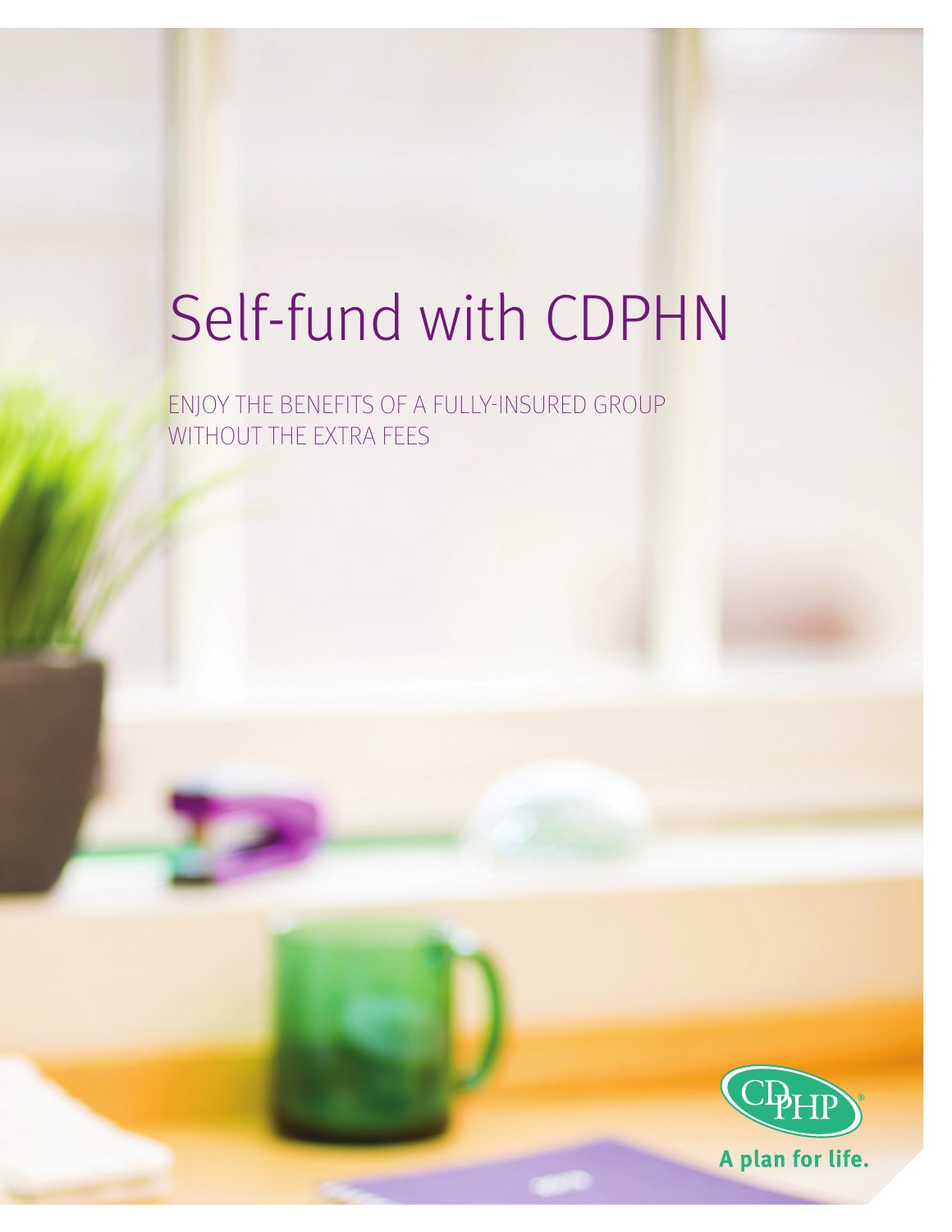# Self-fund with CDPHN

ENJOY THE BENEFITS OF A FULLY-INSURED GROUP WITHOUT THE EXTRA FEES

CDPHP®

A plan for life.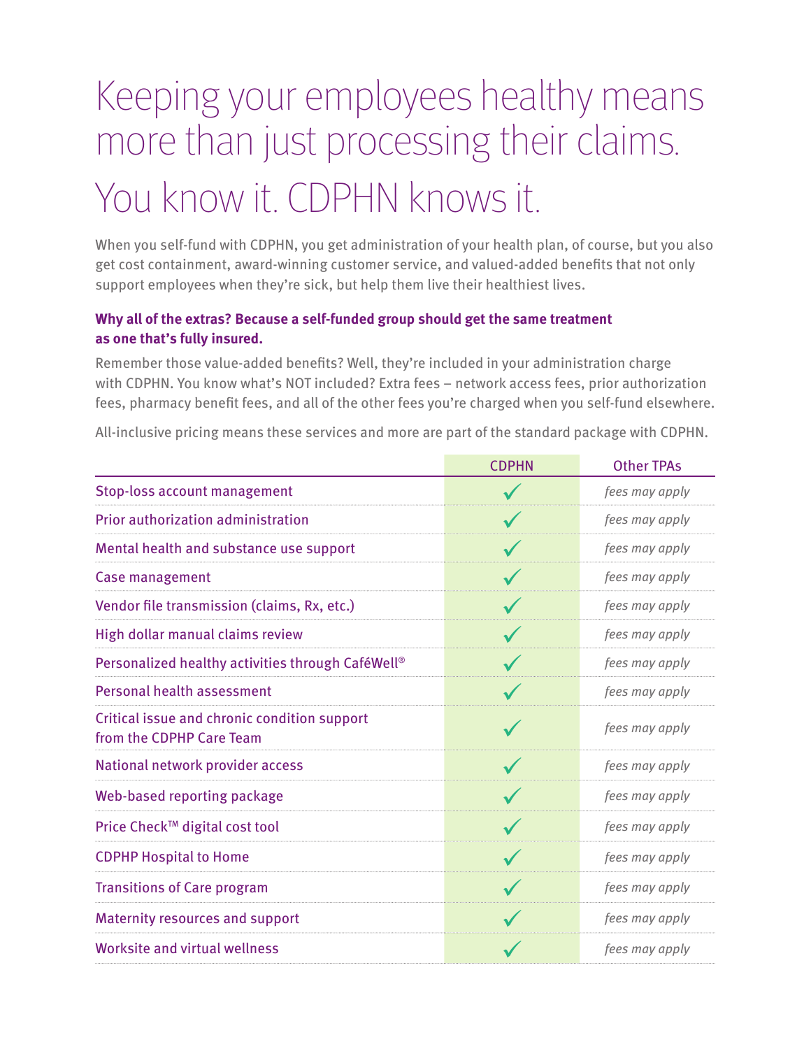# Keeping your employees healthy means more than just processing their claims.

# You know it. CDPHN knows it.

When you self-fund with CDPHN, you get administration of your health plan, of course, but you also get cost containment, award-winning customer service, and valued-added benefits that not only support employees when they're sick, but help them live their healthiest lives.

**Why all of the extras? Because a self-funded group should get the same treatment as one that's fully insured.**

Remember those value-added benefits? Well, they're included in your administration charge with CDPHN. You know what's NOT included? Extra fees – network access fees, prior authorization fees, pharmacy benefit fees, and all of the other fees you're charged when you self-fund elsewhere.

All-inclusive pricing means these services and more are part of the standard package with CDPHN.

| | CDPHN | Other TPAs |
|---|---|---|
| Stop-loss account management | ✓ | *fees may apply* |
| Prior authorization administration | ✓ | *fees may apply* |
| Mental health and substance use support | ✓ | *fees may apply* |
| Case management | ✓ | *fees may apply* |
| Vendor file transmission (claims, Rx, etc.) | ✓ | *fees may apply* |
| High dollar manual claims review | ✓ | *fees may apply* |
| Personalized healthy activities through CaféWell® | ✓ | *fees may apply* |
| Personal health assessment | ✓ | *fees may apply* |
| Critical issue and chronic condition support from the CDPHP Care Team | ✓ | *fees may apply* |
| National network provider access | ✓ | *fees may apply* |
| Web-based reporting package | ✓ | *fees may apply* |
| Price Check™ digital cost tool | ✓ | *fees may apply* |
| CDPHP Hospital to Home | ✓ | *fees may apply* |
| Transitions of Care program | ✓ | *fees may apply* |
| Maternity resources and support | ✓ | *fees may apply* |
| Worksite and virtual wellness | ✓ | *fees may apply* |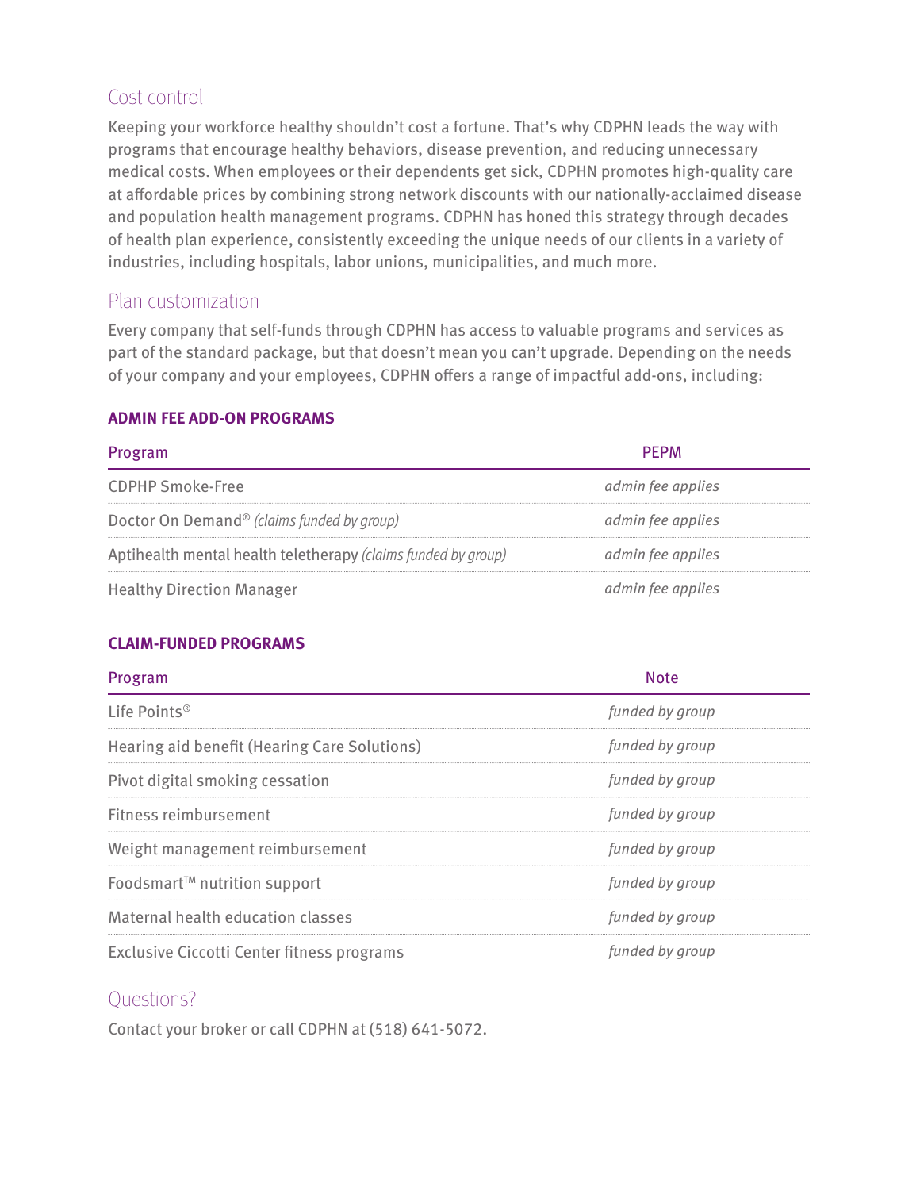## Cost control

Keeping your workforce healthy shouldn't cost a fortune. That's why CDPHN leads the way with programs that encourage healthy behaviors, disease prevention, and reducing unnecessary medical costs. When employees or their dependents get sick, CDPHN promotes high-quality care at affordable prices by combining strong network discounts with our nationally-acclaimed disease and population health management programs. CDPHN has honed this strategy through decades of health plan experience, consistently exceeding the unique needs of our clients in a variety of industries, including hospitals, labor unions, municipalities, and much more.

## Plan customization

Every company that self-funds through CDPHN has access to valuable programs and services as part of the standard package, but that doesn't mean you can't upgrade. Depending on the needs of your company and your employees, CDPHN offers a range of impactful add-ons, including:

**ADMIN FEE ADD-ON PROGRAMS**

| Program | PEPM |
| --- | --- |
| CDPHP Smoke-Free | *admin fee applies* |
| Doctor On Demand® *(claims funded by group)* | *admin fee applies* |
| Aptihealth mental health teletherapy *(claims funded by group)* | *admin fee applies* |
| Healthy Direction Manager | *admin fee applies* |

**CLAIM-FUNDED PROGRAMS**

| Program | Note |
| --- | --- |
| Life Points® | *funded by group* |
| Hearing aid benefit (Hearing Care Solutions) | *funded by group* |
| Pivot digital smoking cessation | *funded by group* |
| Fitness reimbursement | *funded by group* |
| Weight management reimbursement | *funded by group* |
| Foodsmart™ nutrition support | *funded by group* |
| Maternal health education classes | *funded by group* |
| Exclusive Ciccotti Center fitness programs | *funded by group* |

## Questions?

Contact your broker or call CDPHN at (518) 641-5072.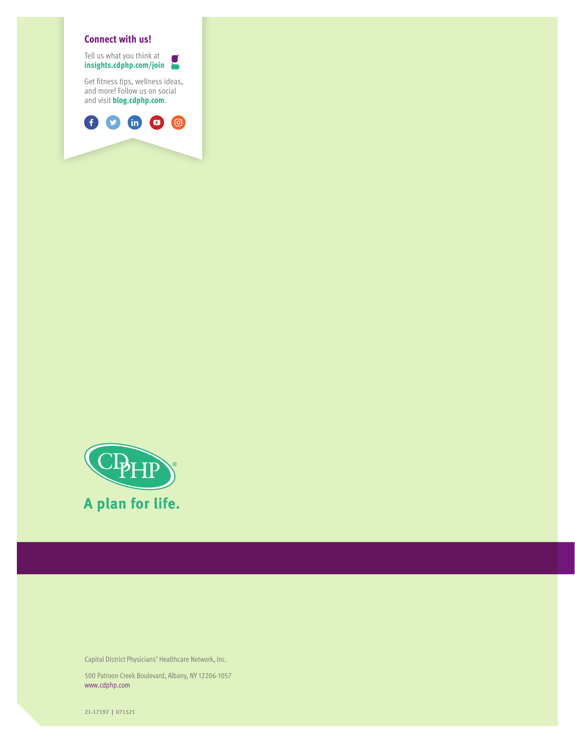## Connect with us!

Tell us what you think at **insights.cdphp.com/join**

Get fitness tips, wellness ideas, and more! Follow us on social and visit **blog.cdphp.com**.

CDPHP®

**A plan for life.**

Capital District Physicians' Healthcare Network, Inc.

500 Patroon Creek Boulevard, Albany, NY 12206-1057
www.cdphp.com

21-17192 | 071521